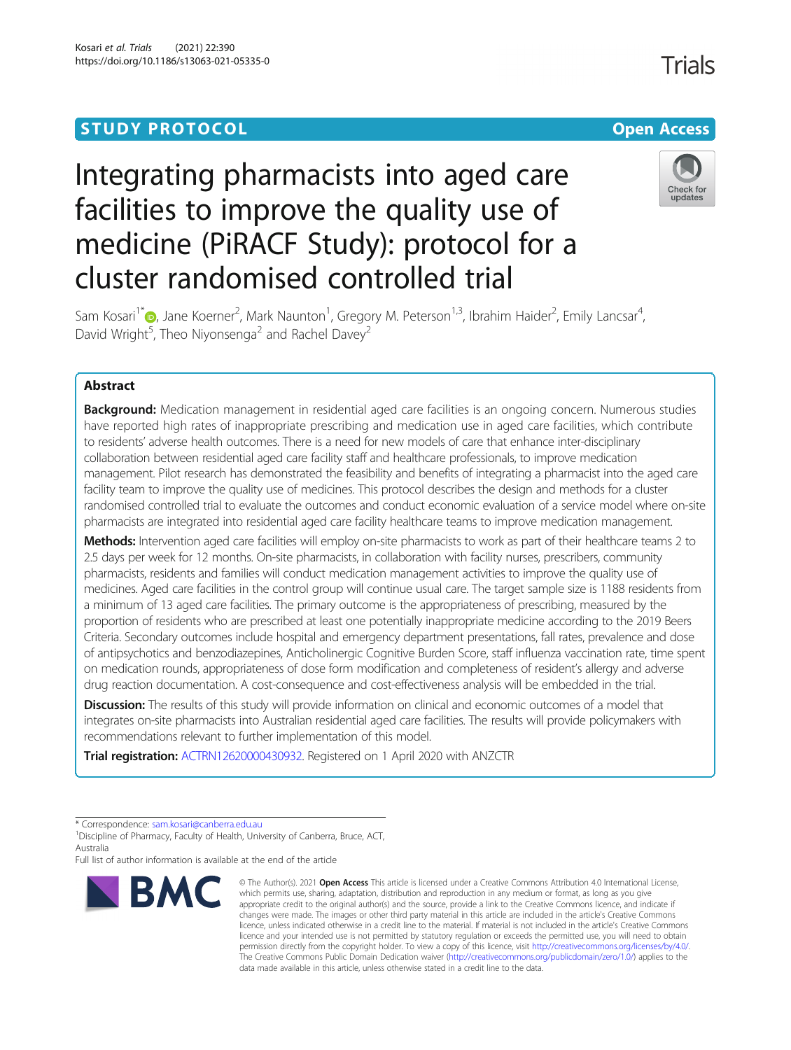STUDY PROTOCOL **Open Access**

# Integrating pharmacists into aged care facilities to improve the quality use of medicine (PiRACF Study): protocol for a cluster randomised controlled trial

Sam Kosari[1*], Jane Koerner[2], Mark Naunton[1], Gregory M. Peterson[1,3], Ibrahim Haider[2], Emily Lancsar[4], David Wright[5], Theo Niyonsenga[2] and Rachel Davey[2]

## Abstract

**Background:** Medication management in residential aged care facilities is an ongoing concern. Numerous studies have reported high rates of inappropriate prescribing and medication use in aged care facilities, which contribute to residents' adverse health outcomes. There is a need for new models of care that enhance inter-disciplinary collaboration between residential aged care facility staff and healthcare professionals, to improve medication management. Pilot research has demonstrated the feasibility and benefits of integrating a pharmacist into the aged care facility team to improve the quality use of medicines. This protocol describes the design and methods for a cluster randomised controlled trial to evaluate the outcomes and conduct economic evaluation of a service model where on-site pharmacists are integrated into residential aged care facility healthcare teams to improve medication management.

**Methods:** Intervention aged care facilities will employ on-site pharmacists to work as part of their healthcare teams 2 to 2.5 days per week for 12 months. On-site pharmacists, in collaboration with facility nurses, prescribers, community pharmacists, residents and families will conduct medication management activities to improve the quality use of medicines. Aged care facilities in the control group will continue usual care. The target sample size is 1188 residents from a minimum of 13 aged care facilities. The primary outcome is the appropriateness of prescribing, measured by the proportion of residents who are prescribed at least one potentially inappropriate medicine according to the 2019 Beers Criteria. Secondary outcomes include hospital and emergency department presentations, fall rates, prevalence and dose of antipsychotics and benzodiazepines, Anticholinergic Cognitive Burden Score, staff influenza vaccination rate, time spent on medication rounds, appropriateness of dose form modification and completeness of resident's allergy and adverse drug reaction documentation. A cost-consequence and cost-effectiveness analysis will be embedded in the trial.

**Discussion:** The results of this study will provide information on clinical and economic outcomes of a model that integrates on-site pharmacists into Australian residential aged care facilities. The results will provide policymakers with recommendations relevant to further implementation of this model.

**Trial registration:** ACTRN12620000430932. Registered on 1 April 2020 with ANZCTR

\* Correspondence: sam.kosari@canberra.edu.au
[1]Discipline of Pharmacy, Faculty of Health, University of Canberra, Bruce, ACT, Australia
Full list of author information is available at the end of the article

© The Author(s). 2021 **Open Access** This article is licensed under a Creative Commons Attribution 4.0 International License, which permits use, sharing, adaptation, distribution and reproduction in any medium or format, as long as you give appropriate credit to the original author(s) and the source, provide a link to the Creative Commons licence, and indicate if changes were made. The images or other third party material in this article are included in the article's Creative Commons licence, unless indicated otherwise in a credit line to the material. If material is not included in the article's Creative Commons licence and your intended use is not permitted by statutory regulation or exceeds the permitted use, you will need to obtain permission directly from the copyright holder. To view a copy of this licence, visit http://creativecommons.org/licenses/by/4.0/. The Creative Commons Public Domain Dedication waiver (http://creativecommons.org/publicdomain/zero/1.0/) applies to the data made available in this article, unless otherwise stated in a credit line to the data.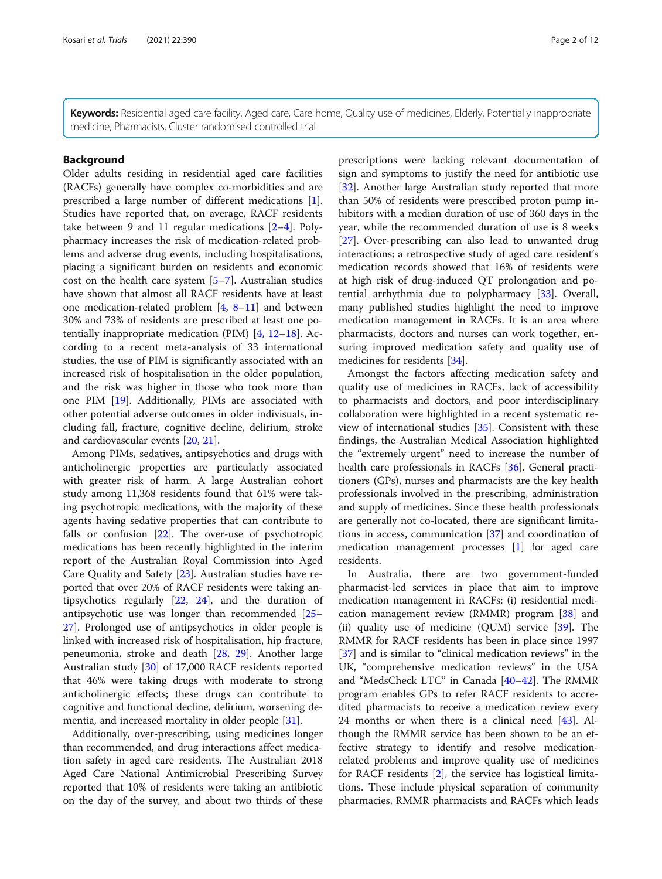**Keywords:** Residential aged care facility, Aged care, Care home, Quality use of medicines, Elderly, Potentially inappropriate medicine, Pharmacists, Cluster randomised controlled trial

## Background

Older adults residing in residential aged care facilities (RACFs) generally have complex co-morbidities and are prescribed a large number of different medications [1]. Studies have reported that, on average, RACF residents take between 9 and 11 regular medications [2–4]. Polypharmacy increases the risk of medication-related problems and adverse drug events, including hospitalisations, placing a significant burden on residents and economic cost on the health care system [5–7]. Australian studies have shown that almost all RACF residents have at least one medication-related problem [4, 8–11] and between 30% and 73% of residents are prescribed at least one potentially inappropriate medication (PIM) [4, 12–18]. According to a recent meta-analysis of 33 international studies, the use of PIM is significantly associated with an increased risk of hospitalisation in the older population, and the risk was higher in those who took more than one PIM [19]. Additionally, PIMs are associated with other potential adverse outcomes in older indivisuals, including fall, fracture, cognitive decline, delirium, stroke and cardiovascular events [20, 21].

Among PIMs, sedatives, antipsychotics and drugs with anticholinergic properties are particularly associated with greater risk of harm. A large Australian cohort study among 11,368 residents found that 61% were taking psychotropic medications, with the majority of these agents having sedative properties that can contribute to falls or confusion [22]. The over-use of psychotropic medications has been recently highlighted in the interim report of the Australian Royal Commission into Aged Care Quality and Safety [23]. Australian studies have reported that over 20% of RACF residents were taking antipsychotics regularly [22, 24], and the duration of antipsychotic use was longer than recommended [25–27]. Prolonged use of antipsychotics in older people is linked with increased risk of hospitalisation, hip fracture, peneumonia, stroke and death [28, 29]. Another large Australian study [30] of 17,000 RACF residents reported that 46% were taking drugs with moderate to strong anticholinergic effects; these drugs can contribute to cognitive and functional decline, delirium, worsening dementia, and increased mortality in older people [31].

Additionally, over-prescribing, using medicines longer than recommended, and drug interactions affect medication safety in aged care residents. The Australian 2018 Aged Care National Antimicrobial Prescribing Survey reported that 10% of residents were taking an antibiotic on the day of the survey, and about two thirds of these prescriptions were lacking relevant documentation of sign and symptoms to justify the need for antibiotic use [32]. Another large Australian study reported that more than 50% of residents were prescribed proton pump inhibitors with a median duration of use of 360 days in the year, while the recommended duration of use is 8 weeks [27]. Over-prescribing can also lead to unwanted drug interactions; a retrospective study of aged care resident's medication records showed that 16% of residents were at high risk of drug-induced QT prolongation and potential arrhythmia due to polypharmacy [33]. Overall, many published studies highlight the need to improve medication management in RACFs. It is an area where pharmacists, doctors and nurses can work together, ensuring improved medication safety and quality use of medicines for residents [34].

Amongst the factors affecting medication safety and quality use of medicines in RACFs, lack of accessibility to pharmacists and doctors, and poor interdisciplinary collaboration were highlighted in a recent systematic review of international studies [35]. Consistent with these findings, the Australian Medical Association highlighted the "extremely urgent" need to increase the number of health care professionals in RACFs [36]. General practitioners (GPs), nurses and pharmacists are the key health professionals involved in the prescribing, administration and supply of medicines. Since these health professionals are generally not co-located, there are significant limitations in access, communication [37] and coordination of medication management processes [1] for aged care residents.

In Australia, there are two government-funded pharmacist-led services in place that aim to improve medication management in RACFs: (i) residential medication management review (RMMR) program [38] and (ii) quality use of medicine (QUM) service [39]. The RMMR for RACF residents has been in place since 1997 [37] and is similar to "clinical medication reviews" in the UK, "comprehensive medication reviews" in the USA and "MedsCheck LTC" in Canada [40–42]. The RMMR program enables GPs to refer RACF residents to accredited pharmacists to receive a medication review every 24 months or when there is a clinical need [43]. Although the RMMR service has been shown to be an effective strategy to identify and resolve medication-related problems and improve quality use of medicines for RACF residents [2], the service has logistical limitations. These include physical separation of community pharmacies, RMMR pharmacists and RACFs which leads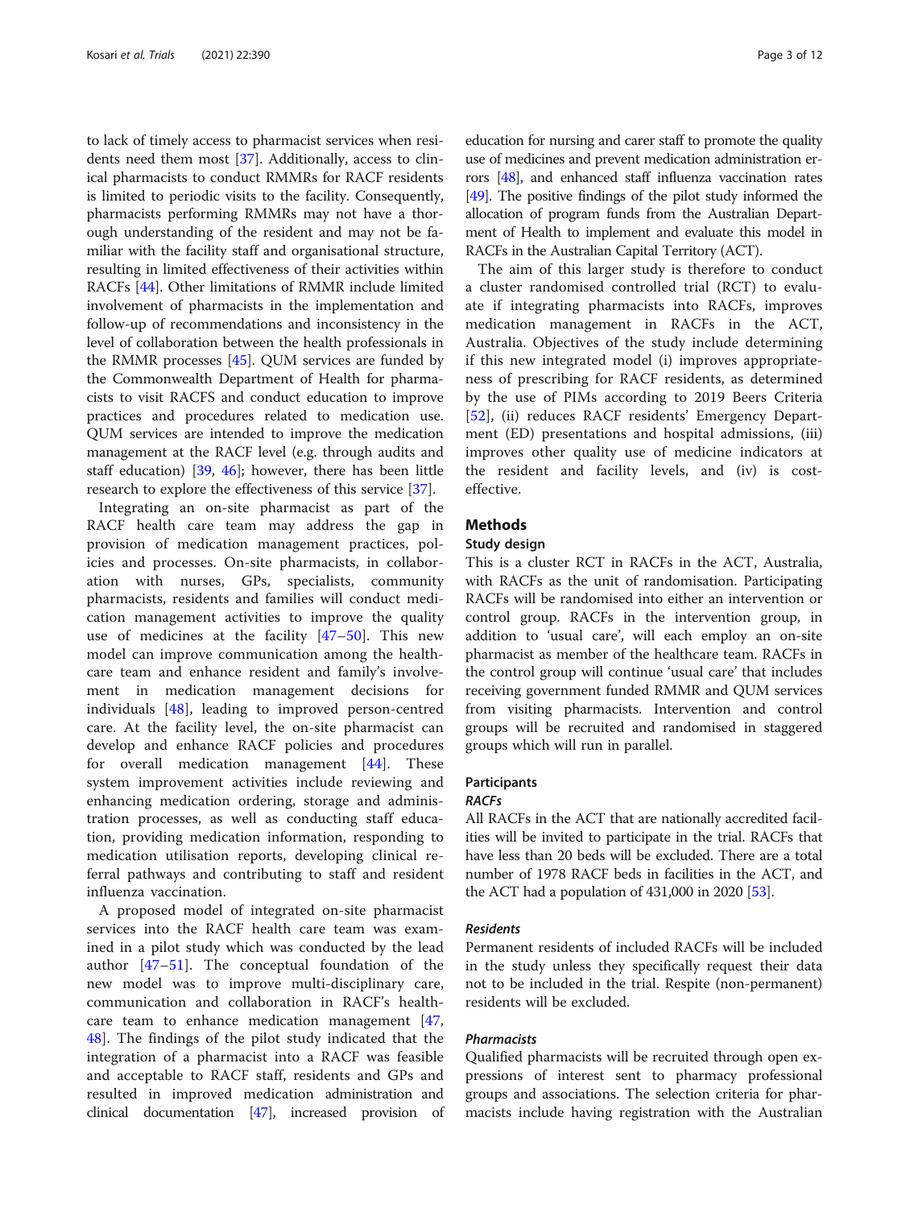to lack of timely access to pharmacist services when residents need them most [37]. Additionally, access to clinical pharmacists to conduct RMMRs for RACF residents is limited to periodic visits to the facility. Consequently, pharmacists performing RMMRs may not have a thorough understanding of the resident and may not be familiar with the facility staff and organisational structure, resulting in limited effectiveness of their activities within RACFs [44]. Other limitations of RMMR include limited involvement of pharmacists in the implementation and follow-up of recommendations and inconsistency in the level of collaboration between the health professionals in the RMMR processes [45]. QUM services are funded by the Commonwealth Department of Health for pharmacists to visit RACFS and conduct education to improve practices and procedures related to medication use. QUM services are intended to improve the medication management at the RACF level (e.g. through audits and staff education) [39, 46]; however, there has been little research to explore the effectiveness of this service [37].

Integrating an on-site pharmacist as part of the RACF health care team may address the gap in provision of medication management practices, policies and processes. On-site pharmacists, in collaboration with nurses, GPs, specialists, community pharmacists, residents and families will conduct medication management activities to improve the quality use of medicines at the facility [47–50]. This new model can improve communication among the healthcare team and enhance resident and family's involvement in medication management decisions for individuals [48], leading to improved person-centred care. At the facility level, the on-site pharmacist can develop and enhance RACF policies and procedures for overall medication management [44]. These system improvement activities include reviewing and enhancing medication ordering, storage and administration processes, as well as conducting staff education, providing medication information, responding to medication utilisation reports, developing clinical referral pathways and contributing to staff and resident influenza vaccination.

A proposed model of integrated on-site pharmacist services into the RACF health care team was examined in a pilot study which was conducted by the lead author [47–51]. The conceptual foundation of the new model was to improve multi-disciplinary care, communication and collaboration in RACF's healthcare team to enhance medication management [47, 48]. The findings of the pilot study indicated that the integration of a pharmacist into a RACF was feasible and acceptable to RACF staff, residents and GPs and resulted in improved medication administration and clinical documentation [47], increased provision of education for nursing and carer staff to promote the quality use of medicines and prevent medication administration errors [48], and enhanced staff influenza vaccination rates [49]. The positive findings of the pilot study informed the allocation of program funds from the Australian Department of Health to implement and evaluate this model in RACFs in the Australian Capital Territory (ACT).

The aim of this larger study is therefore to conduct a cluster randomised controlled trial (RCT) to evaluate if integrating pharmacists into RACFs, improves medication management in RACFs in the ACT, Australia. Objectives of the study include determining if this new integrated model (i) improves appropriateness of prescribing for RACF residents, as determined by the use of PIMs according to 2019 Beers Criteria [52], (ii) reduces RACF residents' Emergency Department (ED) presentations and hospital admissions, (iii) improves other quality use of medicine indicators at the resident and facility levels, and (iv) is cost-effective.

## Methods

### Study design

This is a cluster RCT in RACFs in the ACT, Australia, with RACFs as the unit of randomisation. Participating RACFs will be randomised into either an intervention or control group. RACFs in the intervention group, in addition to 'usual care', will each employ an on-site pharmacist as member of the healthcare team. RACFs in the control group will continue 'usual care' that includes receiving government funded RMMR and QUM services from visiting pharmacists. Intervention and control groups will be recruited and randomised in staggered groups which will run in parallel.

### Participants

#### *RACFs*

All RACFs in the ACT that are nationally accredited facilities will be invited to participate in the trial. RACFs that have less than 20 beds will be excluded. There are a total number of 1978 RACF beds in facilities in the ACT, and the ACT had a population of 431,000 in 2020 [53].

#### *Residents*

Permanent residents of included RACFs will be included in the study unless they specifically request their data not to be included in the trial. Respite (non-permanent) residents will be excluded.

#### *Pharmacists*

Qualified pharmacists will be recruited through open expressions of interest sent to pharmacy professional groups and associations. The selection criteria for pharmacists include having registration with the Australian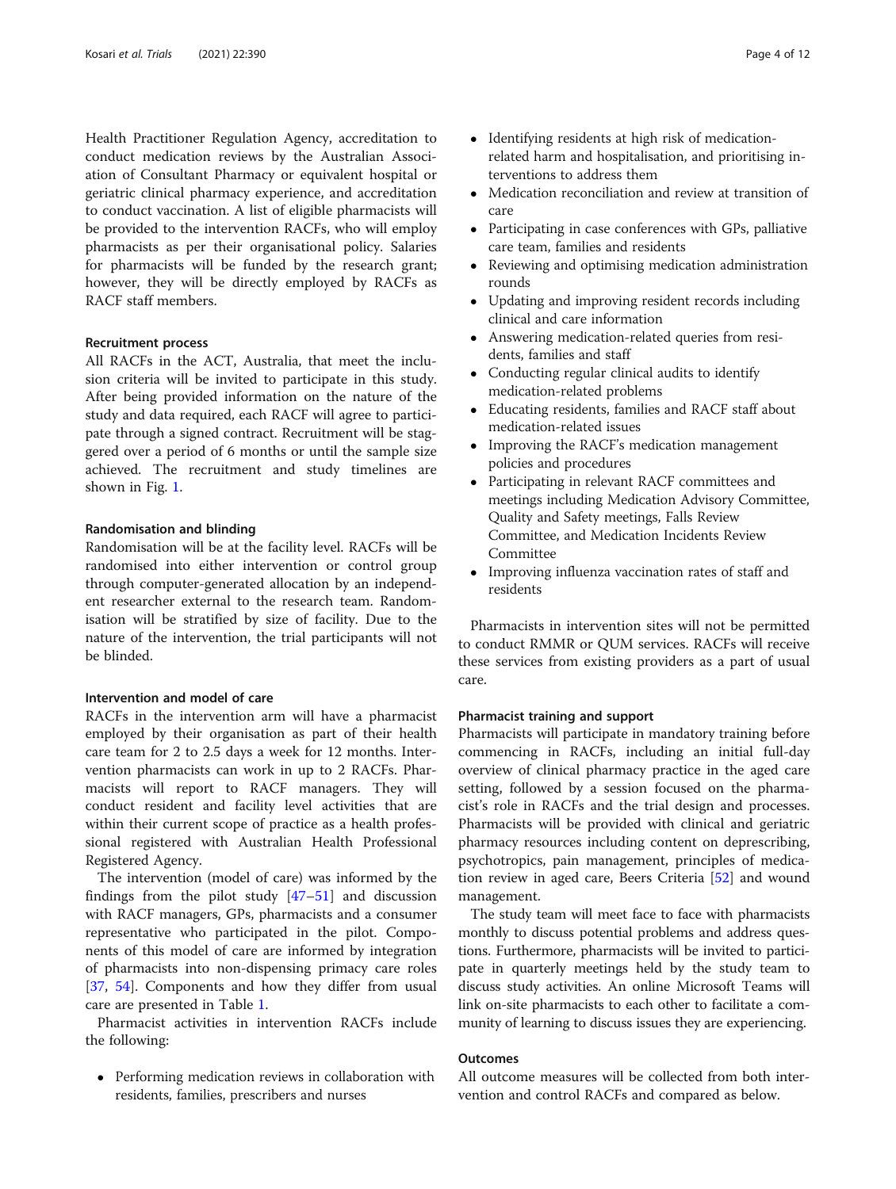Health Practitioner Regulation Agency, accreditation to conduct medication reviews by the Australian Association of Consultant Pharmacy or equivalent hospital or geriatric clinical pharmacy experience, and accreditation to conduct vaccination. A list of eligible pharmacists will be provided to the intervention RACFs, who will employ pharmacists as per their organisational policy. Salaries for pharmacists will be funded by the research grant; however, they will be directly employed by RACFs as RACF staff members.

#### Recruitment process

All RACFs in the ACT, Australia, that meet the inclusion criteria will be invited to participate in this study. After being provided information on the nature of the study and data required, each RACF will agree to participate through a signed contract. Recruitment will be staggered over a period of 6 months or until the sample size achieved. The recruitment and study timelines are shown in Fig. 1.

#### Randomisation and blinding

Randomisation will be at the facility level. RACFs will be randomised into either intervention or control group through computer-generated allocation by an independent researcher external to the research team. Randomisation will be stratified by size of facility. Due to the nature of the intervention, the trial participants will not be blinded.

#### Intervention and model of care

RACFs in the intervention arm will have a pharmacist employed by their organisation as part of their health care team for 2 to 2.5 days a week for 12 months. Intervention pharmacists can work in up to 2 RACFs. Pharmacists will report to RACF managers. They will conduct resident and facility level activities that are within their current scope of practice as a health professional registered with Australian Health Professional Registered Agency.

The intervention (model of care) was informed by the findings from the pilot study [47–51] and discussion with RACF managers, GPs, pharmacists and a consumer representative who participated in the pilot. Components of this model of care are informed by integration of pharmacists into non-dispensing primacy care roles [37, 54]. Components and how they differ from usual care are presented in Table 1.

Pharmacist activities in intervention RACFs include the following:

- Performing medication reviews in collaboration with residents, families, prescribers and nurses
- Identifying residents at high risk of medication-related harm and hospitalisation, and prioritising interventions to address them
- Medication reconciliation and review at transition of care
- Participating in case conferences with GPs, palliative care team, families and residents
- Reviewing and optimising medication administration rounds
- Updating and improving resident records including clinical and care information
- Answering medication-related queries from residents, families and staff
- Conducting regular clinical audits to identify medication-related problems
- Educating residents, families and RACF staff about medication-related issues
- Improving the RACF's medication management policies and procedures
- Participating in relevant RACF committees and meetings including Medication Advisory Committee, Quality and Safety meetings, Falls Review Committee, and Medication Incidents Review Committee
- Improving influenza vaccination rates of staff and residents

Pharmacists in intervention sites will not be permitted to conduct RMMR or QUM services. RACFs will receive these services from existing providers as a part of usual care.

#### Pharmacist training and support

Pharmacists will participate in mandatory training before commencing in RACFs, including an initial full-day overview of clinical pharmacy practice in the aged care setting, followed by a session focused on the pharmacist's role in RACFs and the trial design and processes. Pharmacists will be provided with clinical and geriatric pharmacy resources including content on deprescribing, psychotropics, pain management, principles of medication review in aged care, Beers Criteria [52] and wound management.

The study team will meet face to face with pharmacists monthly to discuss potential problems and address questions. Furthermore, pharmacists will be invited to participate in quarterly meetings held by the study team to discuss study activities. An online Microsoft Teams will link on-site pharmacists to each other to facilitate a community of learning to discuss issues they are experiencing.

#### Outcomes

All outcome measures will be collected from both intervention and control RACFs and compared as below.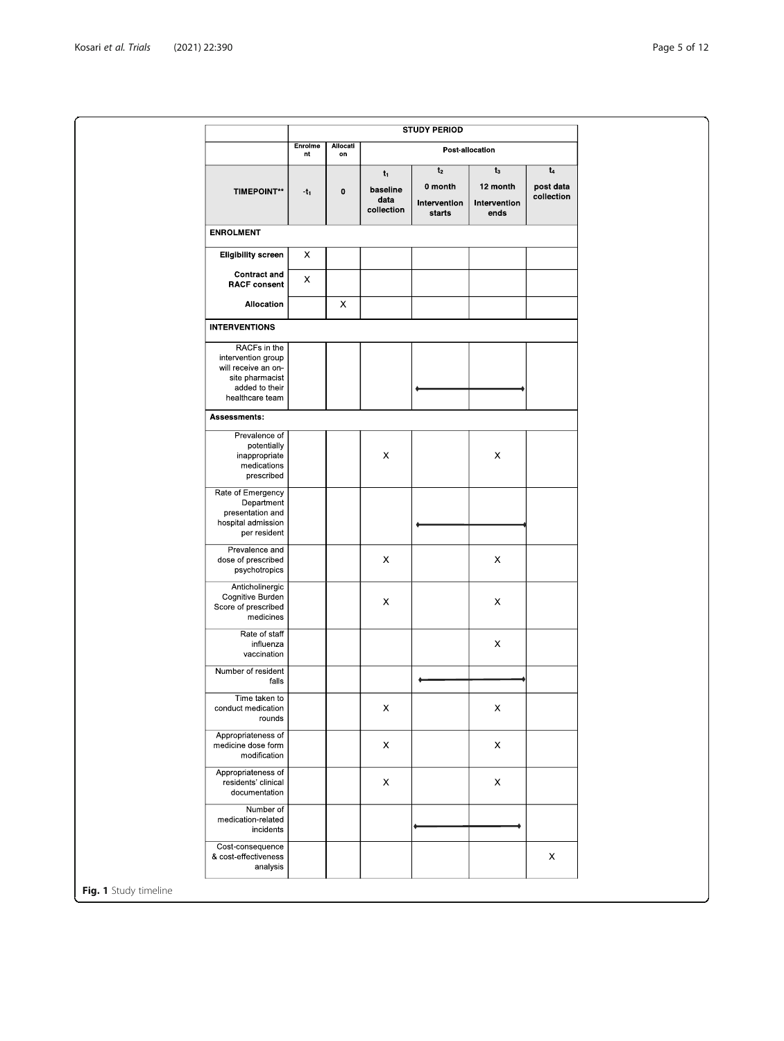| | STUDY PERIOD | | | | | |
|---|---|---|---|---|---|---|
| | Enrolment | Allocation | Post-allocation | | | |
| TIMEPOINT** | $-t_1$ | 0 | $t_1$ baseline data collection | $t_2$ 0 month Intervention starts | $t_3$ 12 month Intervention ends | $t_4$ post data collection |
| **ENROLMENT** | | | | | | |
| Eligibility screen | X | | | | | |
| Contract and RACF consent | X | | | | | |
| Allocation | | X | | | | |
| **INTERVENTIONS** | | | | | | |
| RACFs in the intervention group will receive an on-site pharmacist added to their healthcare team | | | | ⟵ | ⟶ | |
| **Assessments:** | | | | | | |
| Prevalence of potentially inappropriate medications prescribed | | | X | | X | |
| Rate of Emergency Department presentation and hospital admission per resident | | | | ⟵ | ⟶ | |
| Prevalence and dose of prescribed psychotropics | | | X | | X | |
| Anticholinergic Cognitive Burden Score of prescribed medicines | | | X | | X | |
| Rate of staff influenza vaccination | | | | | X | |
| Number of resident falls | | | | ⟵ | ⟶ | |
| Time taken to conduct medication rounds | | | X | | X | |
| Appropriateness of medicine dose form modification | | | X | | X | |
| Appropriateness of residents' clinical documentation | | | X | | X | |
| Number of medication-related incidents | | | | ⟵ | ⟶ | |
| Cost-consequence & cost-effectiveness analysis | | | | | | X |

**Fig. 1** Study timeline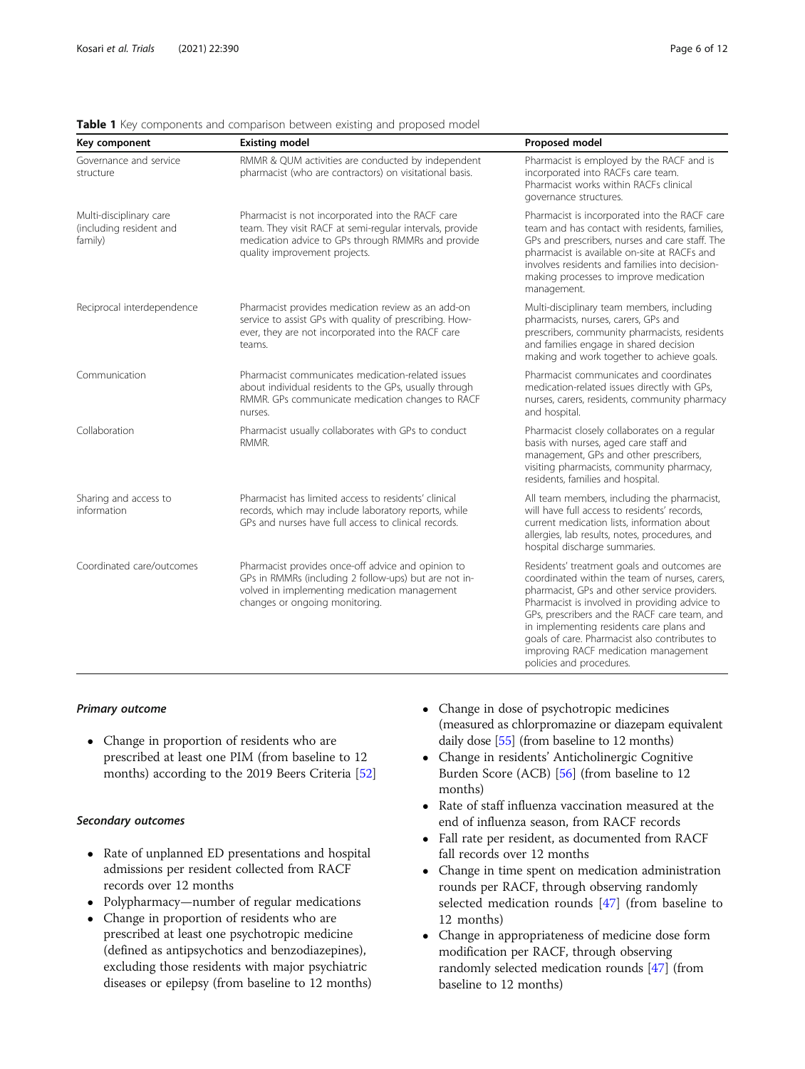**Table 1** Key components and comparison between existing and proposed model

| Key component | Existing model | Proposed model |
| --- | --- | --- |
| Governance and service structure | RMMR & QUM activities are conducted by independent pharmacist (who are contractors) on visitational basis. | Pharmacist is employed by the RACF and is incorporated into RACFs care team. Pharmacist works within RACFs clinical governance structures. |
| Multi-disciplinary care (including resident and family) | Pharmacist is not incorporated into the RACF care team. They visit RACF at semi-regular intervals, provide medication advice to GPs through RMMRs and provide quality improvement projects. | Pharmacist is incorporated into the RACF care team and has contact with residents, families, GPs and prescribers, nurses and care staff. The pharmacist is available on-site at RACFs and involves residents and families into decision-making processes to improve medication management. |
| Reciprocal interdependence | Pharmacist provides medication review as an add-on service to assist GPs with quality of prescribing. However, they are not incorporated into the RACF care teams. | Multi-disciplinary team members, including pharmacists, nurses, carers, GPs and prescribers, community pharmacists, residents and families engage in shared decision making and work together to achieve goals. |
| Communication | Pharmacist communicates medication-related issues about individual residents to the GPs, usually through RMMR. GPs communicate medication changes to RACF nurses. | Pharmacist communicates and coordinates medication-related issues directly with GPs, nurses, carers, residents, community pharmacy and hospital. |
| Collaboration | Pharmacist usually collaborates with GPs to conduct RMMR. | Pharmacist closely collaborates on a regular basis with nurses, aged care staff and management, GPs and other prescribers, visiting pharmacists, community pharmacy, residents, families and hospital. |
| Sharing and access to information | Pharmacist has limited access to residents' clinical records, which may include laboratory reports, while GPs and nurses have full access to clinical records. | All team members, including the pharmacist, will have full access to residents' records, current medication lists, information about allergies, lab results, notes, procedures, and hospital discharge summaries. |
| Coordinated care/outcomes | Pharmacist provides once-off advice and opinion to GPs in RMMRs (including 2 follow-ups) but are not involved in implementing medication management changes or ongoing monitoring. | Residents' treatment goals and outcomes are coordinated within the team of nurses, carers, pharmacist, GPs and other service providers. Pharmacist is involved in providing advice to GPs, prescribers and the RACF care team, and in implementing residents care plans and goals of care. Pharmacist also contributes to improving RACF medication management policies and procedures. |

***Primary outcome***

- Change in proportion of residents who are prescribed at least one PIM (from baseline to 12 months) according to the 2019 Beers Criteria [52]

***Secondary outcomes***

- Rate of unplanned ED presentations and hospital admissions per resident collected from RACF records over 12 months
- Polypharmacy—number of regular medications
- Change in proportion of residents who are prescribed at least one psychotropic medicine (defined as antipsychotics and benzodiazepines), excluding those residents with major psychiatric diseases or epilepsy (from baseline to 12 months)
- Change in dose of psychotropic medicines (measured as chlorpromazine or diazepam equivalent daily dose [55] (from baseline to 12 months)
- Change in residents' Anticholinergic Cognitive Burden Score (ACB) [56] (from baseline to 12 months)
- Rate of staff influenza vaccination measured at the end of influenza season, from RACF records
- Fall rate per resident, as documented from RACF fall records over 12 months
- Change in time spent on medication administration rounds per RACF, through observing randomly selected medication rounds [47] (from baseline to 12 months)
- Change in appropriateness of medicine dose form modification per RACF, through observing randomly selected medication rounds [47] (from baseline to 12 months)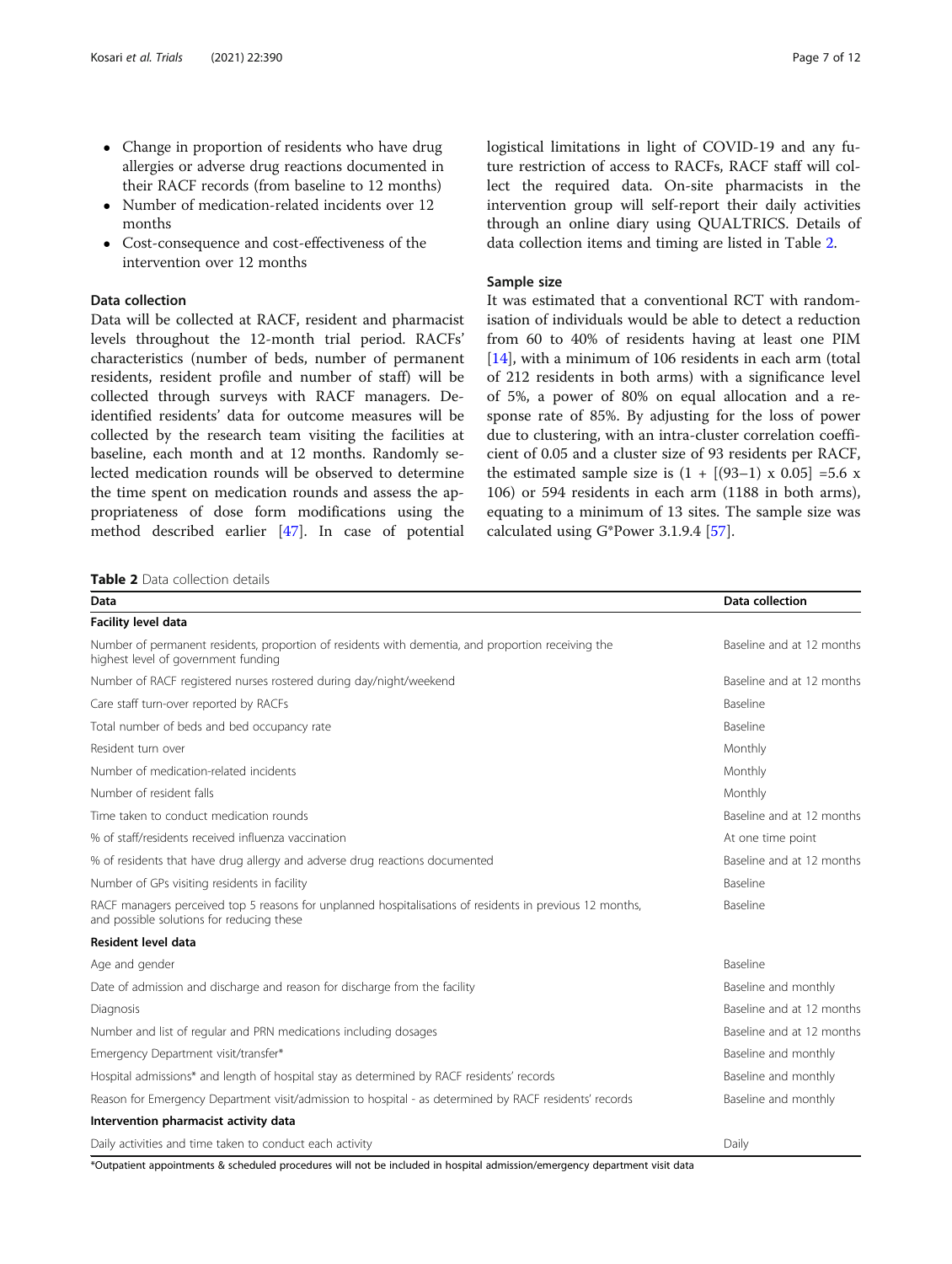- Change in proportion of residents who have drug allergies or adverse drug reactions documented in their RACF records (from baseline to 12 months)
- Number of medication-related incidents over 12 months
- Cost-consequence and cost-effectiveness of the intervention over 12 months

### Data collection

Data will be collected at RACF, resident and pharmacist levels throughout the 12-month trial period. RACFs' characteristics (number of beds, number of permanent residents, resident profile and number of staff) will be collected through surveys with RACF managers. De-identified residents' data for outcome measures will be collected by the research team visiting the facilities at baseline, each month and at 12 months. Randomly selected medication rounds will be observed to determine the time spent on medication rounds and assess the appropriateness of dose form modifications using the method described earlier [47]. In case of potential logistical limitations in light of COVID-19 and any future restriction of access to RACFs, RACF staff will collect the required data. On-site pharmacists in the intervention group will self-report their daily activities through an online diary using QUALTRICS. Details of data collection items and timing are listed in Table 2.

### Sample size

It was estimated that a conventional RCT with randomisation of individuals would be able to detect a reduction from 60 to 40% of residents having at least one PIM [14], with a minimum of 106 residents in each arm (total of 212 residents in both arms) with a significance level of 5%, a power of 80% on equal allocation and a response rate of 85%. By adjusting for the loss of power due to clustering, with an intra-cluster correlation coefficient of 0.05 and a cluster size of 93 residents per RACF, the estimated sample size is $(1 + [(93-1) \times 0.05] = 5.6 \times 106)$ or 594 residents in each arm (1188 in both arms), equating to a minimum of 13 sites. The sample size was calculated using G*Power 3.1.9.4 [57].

**Table 2** Data collection details

| Data | Data collection |
|---|---|
| **Facility level data** | |
| Number of permanent residents, proportion of residents with dementia, and proportion receiving the highest level of government funding | Baseline and at 12 months |
| Number of RACF registered nurses rostered during day/night/weekend | Baseline and at 12 months |
| Care staff turn-over reported by RACFs | Baseline |
| Total number of beds and bed occupancy rate | Baseline |
| Resident turn over | Monthly |
| Number of medication-related incidents | Monthly |
| Number of resident falls | Monthly |
| Time taken to conduct medication rounds | Baseline and at 12 months |
| % of staff/residents received influenza vaccination | At one time point |
| % of residents that have drug allergy and adverse drug reactions documented | Baseline and at 12 months |
| Number of GPs visiting residents in facility | Baseline |
| RACF managers perceived top 5 reasons for unplanned hospitalisations of residents in previous 12 months, and possible solutions for reducing these | Baseline |
| **Resident level data** | |
| Age and gender | Baseline |
| Date of admission and discharge and reason for discharge from the facility | Baseline and monthly |
| Diagnosis | Baseline and at 12 months |
| Number and list of regular and PRN medications including dosages | Baseline and at 12 months |
| Emergency Department visit/transfer* | Baseline and monthly |
| Hospital admissions* and length of hospital stay as determined by RACF residents' records | Baseline and monthly |
| Reason for Emergency Department visit/admission to hospital - as determined by RACF residents' records | Baseline and monthly |
| **Intervention pharmacist activity data** | |
| Daily activities and time taken to conduct each activity | Daily |

*Outpatient appointments & scheduled procedures will not be included in hospital admission/emergency department visit data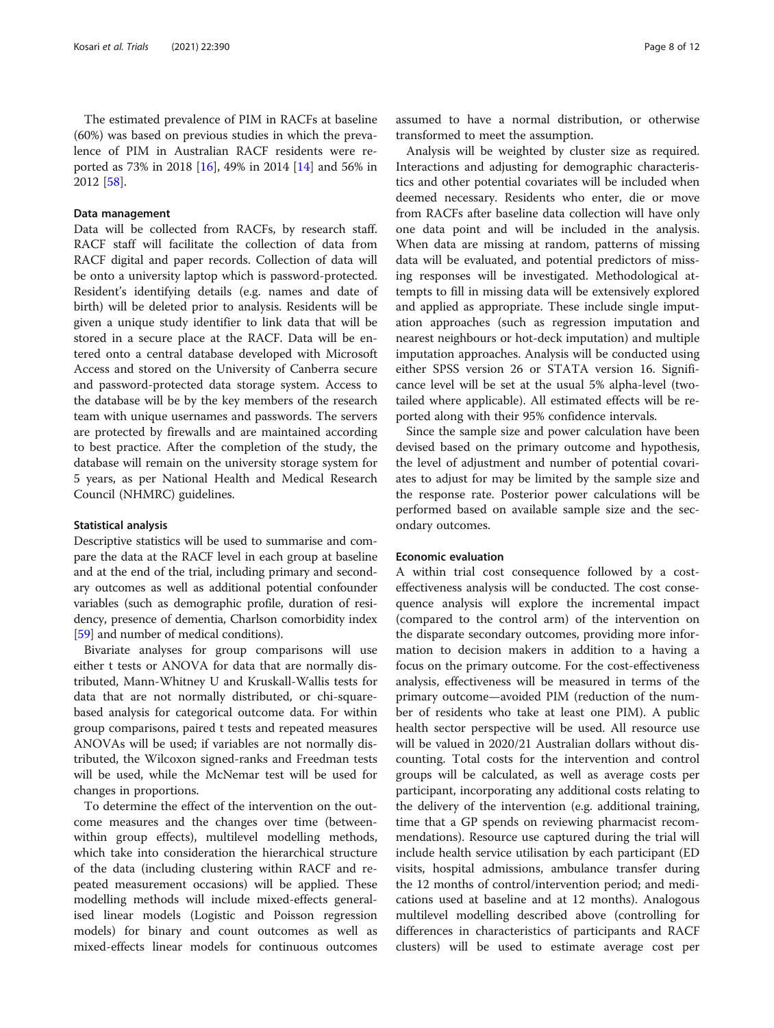The estimated prevalence of PIM in RACFs at baseline (60%) was based on previous studies in which the prevalence of PIM in Australian RACF residents were reported as 73% in 2018 [16], 49% in 2014 [14] and 56% in 2012 [58].

### Data management

Data will be collected from RACFs, by research staff. RACF staff will facilitate the collection of data from RACF digital and paper records. Collection of data will be onto a university laptop which is password-protected. Resident's identifying details (e.g. names and date of birth) will be deleted prior to analysis. Residents will be given a unique study identifier to link data that will be stored in a secure place at the RACF. Data will be entered onto a central database developed with Microsoft Access and stored on the University of Canberra secure and password-protected data storage system. Access to the database will be by the key members of the research team with unique usernames and passwords. The servers are protected by firewalls and are maintained according to best practice. After the completion of the study, the database will remain on the university storage system for 5 years, as per National Health and Medical Research Council (NHMRC) guidelines.

### Statistical analysis

Descriptive statistics will be used to summarise and compare the data at the RACF level in each group at baseline and at the end of the trial, including primary and secondary outcomes as well as additional potential confounder variables (such as demographic profile, duration of residency, presence of dementia, Charlson comorbidity index [59] and number of medical conditions).

Bivariate analyses for group comparisons will use either t tests or ANOVA for data that are normally distributed, Mann-Whitney U and Kruskall-Wallis tests for data that are not normally distributed, or chi-square-based analysis for categorical outcome data. For within group comparisons, paired t tests and repeated measures ANOVAs will be used; if variables are not normally distributed, the Wilcoxon signed-ranks and Freedman tests will be used, while the McNemar test will be used for changes in proportions.

To determine the effect of the intervention on the outcome measures and the changes over time (between-within group effects), multilevel modelling methods, which take into consideration the hierarchical structure of the data (including clustering within RACF and repeated measurement occasions) will be applied. These modelling methods will include mixed-effects generalised linear models (Logistic and Poisson regression models) for binary and count outcomes as well as mixed-effects linear models for continuous outcomes assumed to have a normal distribution, or otherwise transformed to meet the assumption.

Analysis will be weighted by cluster size as required. Interactions and adjusting for demographic characteristics and other potential covariates will be included when deemed necessary. Residents who enter, die or move from RACFs after baseline data collection will have only one data point and will be included in the analysis. When data are missing at random, patterns of missing data will be evaluated, and potential predictors of missing responses will be investigated. Methodological attempts to fill in missing data will be extensively explored and applied as appropriate. These include single imputation approaches (such as regression imputation and nearest neighbours or hot-deck imputation) and multiple imputation approaches. Analysis will be conducted using either SPSS version 26 or STATA version 16. Significance level will be set at the usual 5% alpha-level (two-tailed where applicable). All estimated effects will be reported along with their 95% confidence intervals.

Since the sample size and power calculation have been devised based on the primary outcome and hypothesis, the level of adjustment and number of potential covariates to adjust for may be limited by the sample size and the response rate. Posterior power calculations will be performed based on available sample size and the secondary outcomes.

### Economic evaluation

A within trial cost consequence followed by a cost-effectiveness analysis will be conducted. The cost consequence analysis will explore the incremental impact (compared to the control arm) of the intervention on the disparate secondary outcomes, providing more information to decision makers in addition to a having a focus on the primary outcome. For the cost-effectiveness analysis, effectiveness will be measured in terms of the primary outcome—avoided PIM (reduction of the number of residents who take at least one PIM). A public health sector perspective will be used. All resource use will be valued in 2020/21 Australian dollars without discounting. Total costs for the intervention and control groups will be calculated, as well as average costs per participant, incorporating any additional costs relating to the delivery of the intervention (e.g. additional training, time that a GP spends on reviewing pharmacist recommendations). Resource use captured during the trial will include health service utilisation by each participant (ED visits, hospital admissions, ambulance transfer during the 12 months of control/intervention period; and medications used at baseline and at 12 months). Analogous multilevel modelling described above (controlling for differences in characteristics of participants and RACF clusters) will be used to estimate average cost per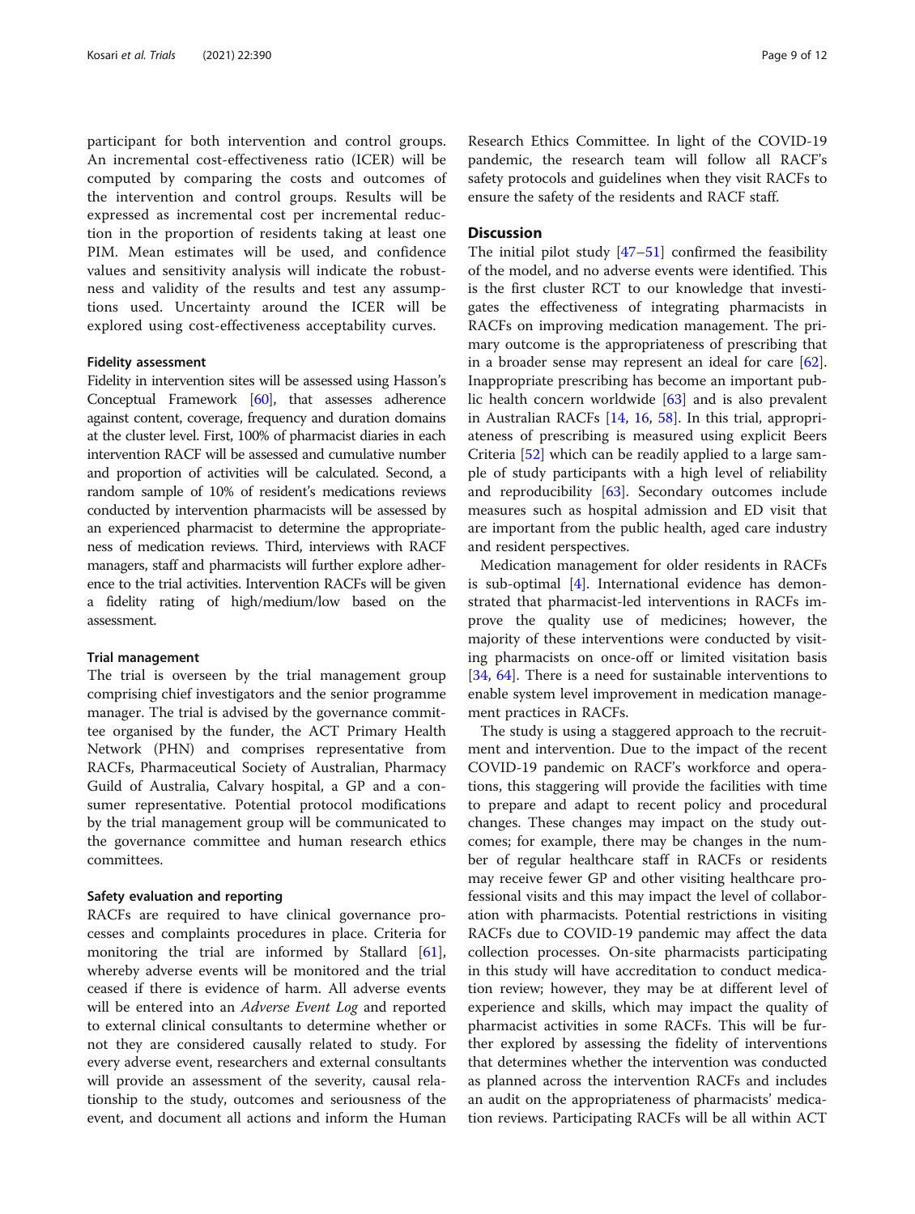participant for both intervention and control groups. An incremental cost-effectiveness ratio (ICER) will be computed by comparing the costs and outcomes of the intervention and control groups. Results will be expressed as incremental cost per incremental reduction in the proportion of residents taking at least one PIM. Mean estimates will be used, and confidence values and sensitivity analysis will indicate the robustness and validity of the results and test any assumptions used. Uncertainty around the ICER will be explored using cost-effectiveness acceptability curves.

### Fidelity assessment

Fidelity in intervention sites will be assessed using Hasson's Conceptual Framework [60], that assesses adherence against content, coverage, frequency and duration domains at the cluster level. First, 100% of pharmacist diaries in each intervention RACF will be assessed and cumulative number and proportion of activities will be calculated. Second, a random sample of 10% of resident's medications reviews conducted by intervention pharmacists will be assessed by an experienced pharmacist to determine the appropriateness of medication reviews. Third, interviews with RACF managers, staff and pharmacists will further explore adherence to the trial activities. Intervention RACFs will be given a fidelity rating of high/medium/low based on the assessment.

### Trial management

The trial is overseen by the trial management group comprising chief investigators and the senior programme manager. The trial is advised by the governance committee organised by the funder, the ACT Primary Health Network (PHN) and comprises representative from RACFs, Pharmaceutical Society of Australian, Pharmacy Guild of Australia, Calvary hospital, a GP and a consumer representative. Potential protocol modifications by the trial management group will be communicated to the governance committee and human research ethics committees.

### Safety evaluation and reporting

RACFs are required to have clinical governance processes and complaints procedures in place. Criteria for monitoring the trial are informed by Stallard [61], whereby adverse events will be monitored and the trial ceased if there is evidence of harm. All adverse events will be entered into an *Adverse Event Log* and reported to external clinical consultants to determine whether or not they are considered causally related to study. For every adverse event, researchers and external consultants will provide an assessment of the severity, causal relationship to the study, outcomes and seriousness of the event, and document all actions and inform the Human Research Ethics Committee. In light of the COVID-19 pandemic, the research team will follow all RACF's safety protocols and guidelines when they visit RACFs to ensure the safety of the residents and RACF staff.

## Discussion

The initial pilot study [47–51] confirmed the feasibility of the model, and no adverse events were identified. This is the first cluster RCT to our knowledge that investigates the effectiveness of integrating pharmacists in RACFs on improving medication management. The primary outcome is the appropriateness of prescribing that in a broader sense may represent an ideal for care [62]. Inappropriate prescribing has become an important public health concern worldwide [63] and is also prevalent in Australian RACFs [14, 16, 58]. In this trial, appropriateness of prescribing is measured using explicit Beers Criteria [52] which can be readily applied to a large sample of study participants with a high level of reliability and reproducibility [63]. Secondary outcomes include measures such as hospital admission and ED visit that are important from the public health, aged care industry and resident perspectives.

Medication management for older residents in RACFs is sub-optimal [4]. International evidence has demonstrated that pharmacist-led interventions in RACFs improve the quality use of medicines; however, the majority of these interventions were conducted by visiting pharmacists on once-off or limited visitation basis [34, 64]. There is a need for sustainable interventions to enable system level improvement in medication management practices in RACFs.

The study is using a staggered approach to the recruitment and intervention. Due to the impact of the recent COVID-19 pandemic on RACF's workforce and operations, this staggering will provide the facilities with time to prepare and adapt to recent policy and procedural changes. These changes may impact on the study outcomes; for example, there may be changes in the number of regular healthcare staff in RACFs or residents may receive fewer GP and other visiting healthcare professional visits and this may impact the level of collaboration with pharmacists. Potential restrictions in visiting RACFs due to COVID-19 pandemic may affect the data collection processes. On-site pharmacists participating in this study will have accreditation to conduct medication review; however, they may be at different level of experience and skills, which may impact the quality of pharmacist activities in some RACFs. This will be further explored by assessing the fidelity of interventions that determines whether the intervention was conducted as planned across the intervention RACFs and includes an audit on the appropriateness of pharmacists' medication reviews. Participating RACFs will be all within ACT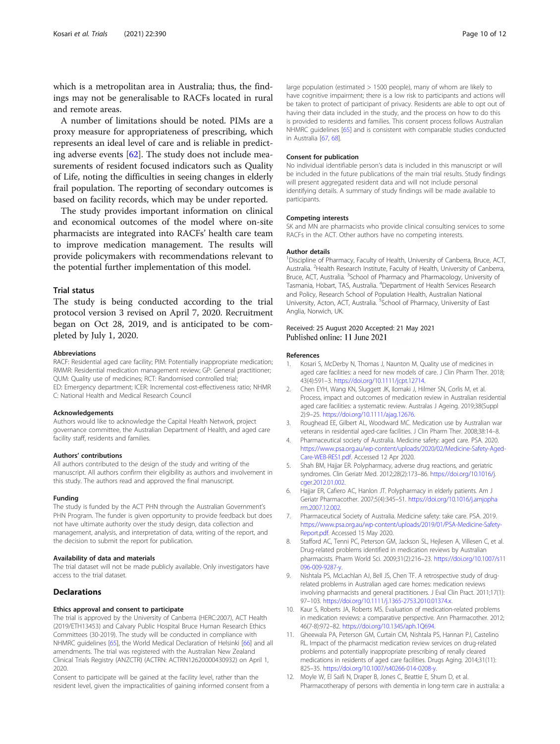which is a metropolitan area in Australia; thus, the findings may not be generalisable to RACFs located in rural and remote areas.

A number of limitations should be noted. PIMs are a proxy measure for appropriateness of prescribing, which represents an ideal level of care and is reliable in predicting adverse events [62]. The study does not include measurements of resident focused indicators such as Quality of Life, noting the difficulties in seeing changes in elderly frail population. The reporting of secondary outcomes is based on facility records, which may be under reported.

The study provides important information on clinical and economical outcomes of the model where on-site pharmacists are integrated into RACFs' health care team to improve medication management. The results will provide policymakers with recommendations relevant to the potential further implementation of this model.

## Trial status

The study is being conducted according to the trial protocol version 3 revised on April 7, 2020. Recruitment began on Oct 28, 2019, and is anticipated to be completed by July 1, 2020.

### Abbreviations

RACF: Residential aged care facility; PIM: Potentially inappropriate medication; RMMR: Residential medication management review; GP: General practitioner; QUM: Quality use of medicines; RCT: Randomised controlled trial; ED: Emergency department; ICER: Incremental cost-effectiveness ratio; NHMRC: National Health and Medical Research Council

### Acknowledgements

Authors would like to acknowledge the Capital Health Network, project governance committee, the Australian Department of Health, and aged care facility staff, residents and families.

### Authors' contributions

All authors contributed to the design of the study and writing of the manuscript. All authors confirm their eligibility as authors and involvement in this study. The authors read and approved the final manuscript.

### Funding

The study is funded by the ACT PHN through the Australian Government's PHN Program. The funder is given opportunity to provide feedback but does not have ultimate authority over the study design, data collection and management, analysis, and interpretation of data, writing of the report, and the decision to submit the report for publication.

### Availability of data and materials

The trial dataset will not be made publicly available. Only investigators have access to the trial dataset.

## Declarations

### Ethics approval and consent to participate

The trial is approved by the University of Canberra (HERC:2007), ACT Health (2019/ETH13453) and Calvary Public Hospital Bruce Human Research Ethics Committees (30-2019). The study will be conducted in compliance with NHMRC guidelines [65], the World Medical Declaration of Helsinki [66] and all amendments. The trial was registered with the Australian New Zealand Clinical Trials Registry (ANZCTR) (ACTRN: ACTRN12620000430932) on April 1, 2020.

Consent to participate will be gained at the facility level, rather than the resident level, given the impracticalities of gaining informed consent from a large population (estimated > 1500 people), many of whom are likely to have cognitive impairment; there is a low risk to participants and actions will be taken to protect of participant of privacy. Residents are able to opt out of having their data included in the study, and the process on how to do this is provided to residents and families. This consent process follows Australian NHMRC guidelines [65] and is consistent with comparable studies conducted in Australia [67, 68].

### Consent for publication

No individual identifiable person's data is included in this manuscript or will be included in the future publications of the main trial results. Study findings will present aggregated resident data and will not include personal identifying details. A summary of study findings will be made available to participants.

### Competing interests

SK and MN are pharmacists who provide clinical consulting services to some RACFs in the ACT. Other authors have no competing interests.

### Author details

[1]Discipline of Pharmacy, Faculty of Health, University of Canberra, Bruce, ACT, Australia. [2]Health Research Institute, Faculty of Health, University of Canberra, Bruce, ACT, Australia. [3]School of Pharmacy and Pharmacology, University of Tasmania, Hobart, TAS, Australia. [4]Department of Health Services Research and Policy, Research School of Population Health, Australian National University, Acton, ACT, Australia. [5]School of Pharmacy, University of East Anglia, Norwich, UK.

Received: 25 August 2020 Accepted: 21 May 2021
Published online: 11 June 2021

### References

1. Kosari S, McDerby N, Thomas J, Naunton M. Quality use of medicines in aged care facilities: a need for new models of care. J Clin Pharm Ther. 2018; 43(4):591–3. https://doi.org/10.1111/jcpt.12714.
2. Chen EYH, Wang KN, Sluggett JK, Ilomaki J, Hilmer SN, Corlis M, et al. Process, impact and outcomes of medication review in Australian residential aged care facilities: a systematic review. Australas J Ageing. 2019;38(Suppl 2):9–25. https://doi.org/10.1111/ajag.12676.
3. Roughead EE, Gilbert AL, Woodward MC. Medication use by Australian war veterans in residential aged-care facilities. J Clin Pharm Ther. 2008;38:14–8.
4. Pharmaceutical society of Australia. Medicine safety: aged care. PSA. 2020. https://www.psa.org.au/wp-content/uploads/2020/02/Medicine-Safety-Aged-Care-WEB-RES1.pdf. Accessed 12 Apr 2020.
5. Shah BM, Hajjar ER. Polypharmacy, adverse drug reactions, and geriatric syndromes. Clin Geriatr Med. 2012;28(2):173–86. https://doi.org/10.1016/j.cger.2012.01.002.
6. Hajjar ER, Cafiero AC, Hanlon JT. Polypharmacy in elderly patients. Am J Geriatr Pharmacother. 2007;5(4):345–51. https://doi.org/10.1016/j.amjopharm.2007.12.002.
7. Pharmaceutical Society of Australia. Medicine safety: take care. PSA. 2019. https://www.psa.org.au/wp-content/uploads/2019/01/PSA-Medicine-Safety-Report.pdf. Accessed 15 May 2020.
8. Stafford AC, Tenni PC, Peterson GM, Jackson SL, Hejlesen A, Villesen C, et al. Drug-related problems identified in medication reviews by Australian pharmacists. Pharm World Sci. 2009;31(2):216–23. https://doi.org/10.1007/s11096-009-9287-y.
9. Nishtala PS, McLachlan AJ, Bell JS, Chen TF. A retrospective study of drug-related problems in Australian aged care homes: medication reviews involving pharmacists and general practitioners. J Eval Clin Pract. 2011;17(1): 97–103. https://doi.org/10.1111/j.1365-2753.2010.01374.x.
10. Kaur S, Roberts JA, Roberts MS. Evaluation of medication-related problems in medication reviews: a comparative perspective. Ann Pharmacother. 2012; 46(7-8):972–82. https://doi.org/10.1345/aph.1Q694.
11. Gheewala PA, Peterson GM, Curtain CM, Nishtala PS, Hannan PJ, Castelino RL. Impact of the pharmacist medication review services on drug-related problems and potentially inappropriate prescribing of renally cleared medications in residents of aged care facilities. Drugs Aging. 2014;31(11): 825–35. https://doi.org/10.1007/s40266-014-0208-y.
12. Moyle W, El Saifi N, Draper B, Jones C, Beattie E, Shum D, et al. Pharmacotherapy of persons with dementia in long-term care in australia: a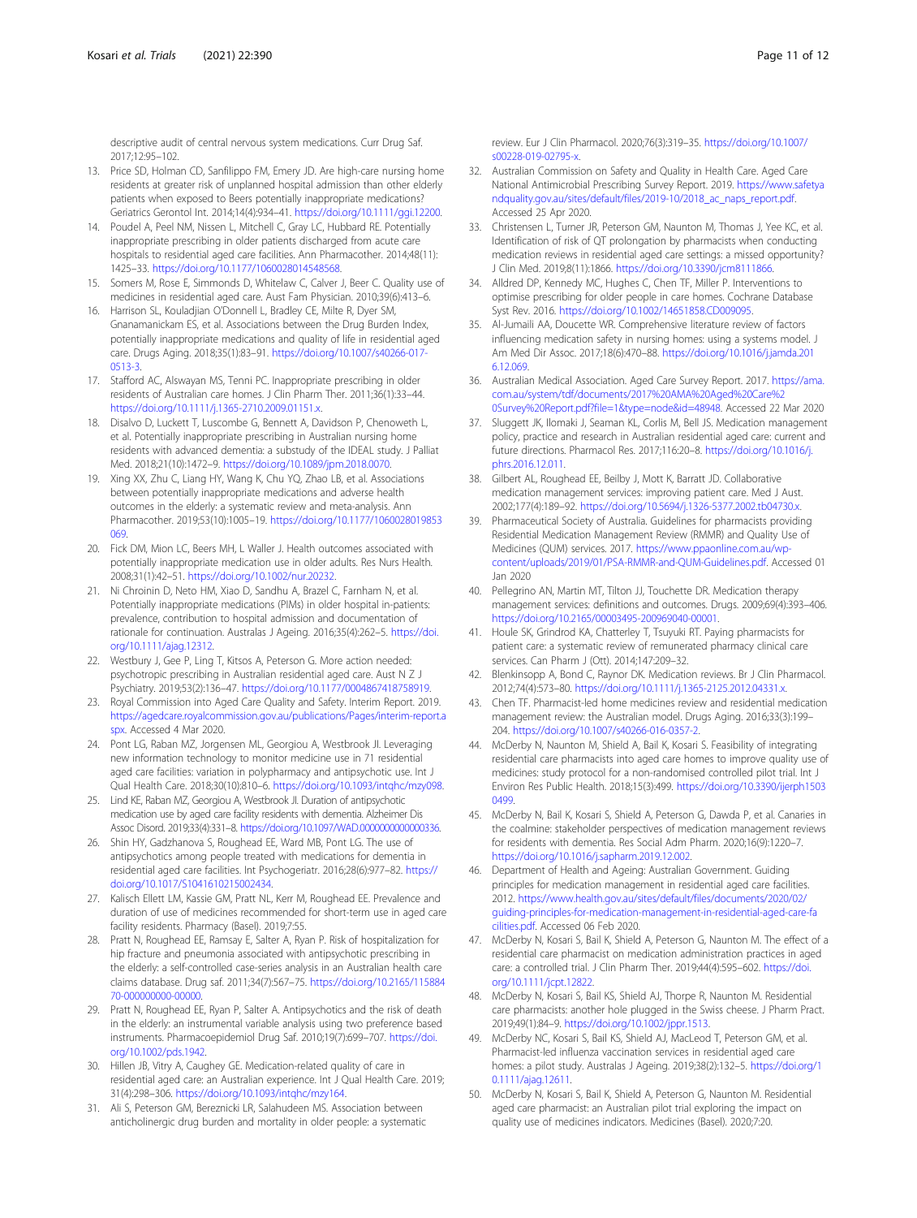descriptive audit of central nervous system medications. Curr Drug Saf. 2017;12:95–102.

13. Price SD, Holman CD, Sanfilippo FM, Emery JD. Are high-care nursing home residents at greater risk of unplanned hospital admission than other elderly patients when exposed to Beers potentially inappropriate medications? Geriatrics Gerontol Int. 2014;14(4):934–41. https://doi.org/10.1111/ggi.12200.
14. Poudel A, Peel NM, Nissen L, Mitchell C, Gray LC, Hubbard RE. Potentially inappropriate prescribing in older patients discharged from acute care hospitals to residential aged care facilities. Ann Pharmacother. 2014;48(11): 1425–33. https://doi.org/10.1177/1060028014548568.
15. Somers M, Rose E, Simmonds D, Whitelaw C, Calver J, Beer C. Quality use of medicines in residential aged care. Aust Fam Physician. 2010;39(6):413–6.
16. Harrison SL, Kouladjian O'Donnell L, Bradley CE, Milte R, Dyer SM, Gnanamanickam ES, et al. Associations between the Drug Burden Index, potentially inappropriate medications and quality of life in residential aged care. Drugs Aging. 2018;35(1):83–91. https://doi.org/10.1007/s40266-017-0513-3.
17. Stafford AC, Alswayan MS, Tenni PC. Inappropriate prescribing in older residents of Australian care homes. J Clin Pharm Ther. 2011;36(1):33–44. https://doi.org/10.1111/j.1365-2710.2009.01151.x.
18. Disalvo D, Luckett T, Luscombe G, Bennett A, Davidson P, Chenoweth L, et al. Potentially inappropriate prescribing in Australian nursing home residents with advanced dementia: a substudy of the IDEAL study. J Palliat Med. 2018;21(10):1472–9. https://doi.org/10.1089/jpm.2018.0070.
19. Xing XX, Zhu C, Liang HY, Wang K, Chu YQ, Zhao LB, et al. Associations between potentially inappropriate medications and adverse health outcomes in the elderly: a systematic review and meta-analysis. Ann Pharmacother. 2019;53(10):1005–19. https://doi.org/10.1177/1060028019853069.
20. Fick DM, Mion LC, Beers MH, L Waller J. Health outcomes associated with potentially inappropriate medication use in older adults. Res Nurs Health. 2008;31(1):42–51. https://doi.org/10.1002/nur.20232.
21. Ni Chroinin D, Neto HM, Xiao D, Sandhu A, Brazel C, Farnham N, et al. Potentially inappropriate medications (PIMs) in older hospital in-patients: prevalence, contribution to hospital admission and documentation of rationale for continuation. Australas J Ageing. 2016;35(4):262–5. https://doi.org/10.1111/ajag.12312.
22. Westbury J, Gee P, Ling T, Kitsos A, Peterson G. More action needed: psychotropic prescribing in Australian residential aged care. Aust N Z J Psychiatry. 2019;53(2):136–47. https://doi.org/10.1177/0004867418758919.
23. Royal Commission into Aged Care Quality and Safety. Interim Report. 2019. https://agedcare.royalcommission.gov.au/publications/Pages/interim-report.aspx. Accessed 4 Mar 2020.
24. Pont LG, Raban MZ, Jorgensen ML, Georgiou A, Westbrook JI. Leveraging new information technology to monitor medicine use in 71 residential aged care facilities: variation in polypharmacy and antipsychotic use. Int J Qual Health Care. 2018;30(10):810–6. https://doi.org/10.1093/intqhc/mzy098.
25. Lind KE, Raban MZ, Georgiou A, Westbrook JI. Duration of antipsychotic medication use by aged care facility residents with dementia. Alzheimer Dis Assoc Disord. 2019;33(4):331–8. https://doi.org/10.1097/WAD.0000000000000336.
26. Shin HY, Gadzhanova S, Roughead EE, Ward MB, Pont LG. The use of antipsychotics among people treated with medications for dementia in residential aged care facilities. Int Psychogeriatr. 2016;28(6):977–82. https://doi.org/10.1017/S1041610215002434.
27. Kalisch Ellett LM, Kassie GM, Pratt NL, Kerr M, Roughead EE. Prevalence and duration of use of medicines recommended for short-term use in aged care facility residents. Pharmacy (Basel). 2019;7:55.
28. Pratt N, Roughead EE, Ramsay E, Salter A, Ryan P. Risk of hospitalization for hip fracture and pneumonia associated with antipsychotic prescribing in the elderly: a self-controlled case-series analysis in an Australian health care claims database. Drug saf. 2011;34(7):567–75. https://doi.org/10.2165/11588470-000000000-00000.
29. Pratt N, Roughead EE, Ryan P, Salter A. Antipsychotics and the risk of death in the elderly: an instrumental variable analysis using two preference based instruments. Pharmacoepidemiol Drug Saf. 2010;19(7):699–707. https://doi.org/10.1002/pds.1942.
30. Hillen JB, Vitry A, Caughey GE. Medication-related quality of care in residential aged care: an Australian experience. Int J Qual Health Care. 2019; 31(4):298–306. https://doi.org/10.1093/intqhc/mzy164.
31. Ali S, Peterson GM, Bereznicki LR, Salahudeen MS. Association between anticholinergic drug burden and mortality in older people: a systematic review. Eur J Clin Pharmacol. 2020;76(3):319–35. https://doi.org/10.1007/s00228-019-02795-x.
32. Australian Commission on Safety and Quality in Health Care. Aged Care National Antimicrobial Prescribing Survey Report. 2019. https://www.safetyandquality.gov.au/sites/default/files/2019-10/2018_ac_naps_report.pdf. Accessed 25 Apr 2020.
33. Christensen L, Turner JR, Peterson GM, Naunton M, Thomas J, Yee KC, et al. Identification of risk of QT prolongation by pharmacists when conducting medication reviews in residential aged care settings: a missed opportunity? J Clin Med. 2019;8(11):1866. https://doi.org/10.3390/jcm8111866.
34. Alldred DP, Kennedy MC, Hughes C, Chen TF, Miller P. Interventions to optimise prescribing for older people in care homes. Cochrane Database Syst Rev. 2016. https://doi.org/10.1002/14651858.CD009095.
35. Al-Jumaili AA, Doucette WR. Comprehensive literature review of factors influencing medication safety in nursing homes: using a systems model. J Am Med Dir Assoc. 2017;18(6):470–88. https://doi.org/10.1016/j.jamda.2016.12.069.
36. Australian Medical Association. Aged Care Survey Report. 2017. https://ama.com.au/system/tdf/documents/2017%20AMA%20Aged%20Care%20Survey%20Report.pdf?file=1&type=node&id=48948. Accessed 22 Mar 2020
37. Sluggett JK, Ilomaki J, Seaman KL, Corlis M, Bell JS. Medication management policy, practice and research in Australian residential aged care: current and future directions. Pharmacol Res. 2017;116:20–8. https://doi.org/10.1016/j.phrs.2016.12.011.
38. Gilbert AL, Roughead EE, Beilby J, Mott K, Barratt JD. Collaborative medication management services: improving patient care. Med J Aust. 2002;177(4):189–92. https://doi.org/10.5694/j.1326-5377.2002.tb04730.x.
39. Pharmaceutical Society of Australia. Guidelines for pharmacists providing Residential Medication Management Review (RMMR) and Quality Use of Medicines (QUM) services. 2017. https://www.ppaonline.com.au/wp-content/uploads/2019/01/PSA-RMMR-and-QUM-Guidelines.pdf. Accessed 01 Jan 2020
40. Pellegrino AN, Martin MT, Tilton JJ, Touchette DR. Medication therapy management services: definitions and outcomes. Drugs. 2009;69(4):393–406. https://doi.org/10.2165/00003495-200969040-00001.
41. Houle SK, Grindrod KA, Chatterley T, Tsuyuki RT. Paying pharmacists for patient care: a systematic review of remunerated pharmacy clinical care services. Can Pharm J (Ott). 2014;147:209–32.
42. Blenkinsopp A, Bond C, Raynor DK. Medication reviews. Br J Clin Pharmacol. 2012;74(4):573–80. https://doi.org/10.1111/j.1365-2125.2012.04331.x.
43. Chen TF. Pharmacist-led home medicines review and residential medication management review: the Australian model. Drugs Aging. 2016;33(3):199–204. https://doi.org/10.1007/s40266-016-0357-2.
44. McDerby N, Naunton M, Shield A, Bail K, Kosari S. Feasibility of integrating residential care pharmacists into aged care homes to improve quality use of medicines: study protocol for a non-randomised controlled pilot trial. Int J Environ Res Public Health. 2018;15(3):499. https://doi.org/10.3390/ijerph15030499.
45. McDerby N, Bail K, Kosari S, Shield A, Peterson G, Dawda P, et al. Canaries in the coalmine: stakeholder perspectives of medication management reviews for residents with dementia. Res Social Adm Pharm. 2020;16(9):1220–7. https://doi.org/10.1016/j.sapharm.2019.12.002.
46. Department of Health and Ageing: Australian Government. Guiding principles for medication management in residential aged care facilities. 2012. https://www.health.gov.au/sites/default/files/documents/2020/02/guiding-principles-for-medication-management-in-residential-aged-care-facilities.pdf. Accessed 06 Feb 2020.
47. McDerby N, Kosari S, Bail K, Shield A, Peterson G, Naunton M. The effect of a residential care pharmacist on medication administration practices in aged care: a controlled trial. J Clin Pharm Ther. 2019;44(4):595–602. https://doi.org/10.1111/jcpt.12822.
48. McDerby N, Kosari S, Bail KS, Shield AJ, Thorpe R, Naunton M. Residential care pharmacists: another hole plugged in the Swiss cheese. J Pharm Pract. 2019;49(1):84–9. https://doi.org/10.1002/jppr.1513.
49. McDerby NC, Kosari S, Bail KS, Shield AJ, MacLeod T, Peterson GM, et al. Pharmacist-led influenza vaccination services in residential aged care homes: a pilot study. Australas J Ageing. 2019;38(2):132–5. https://doi.org/10.1111/ajag.12611.
50. McDerby N, Kosari S, Bail K, Shield A, Peterson G, Naunton M. Residential aged care pharmacist: an Australian pilot trial exploring the impact on quality use of medicines indicators. Medicines (Basel). 2020;7:20.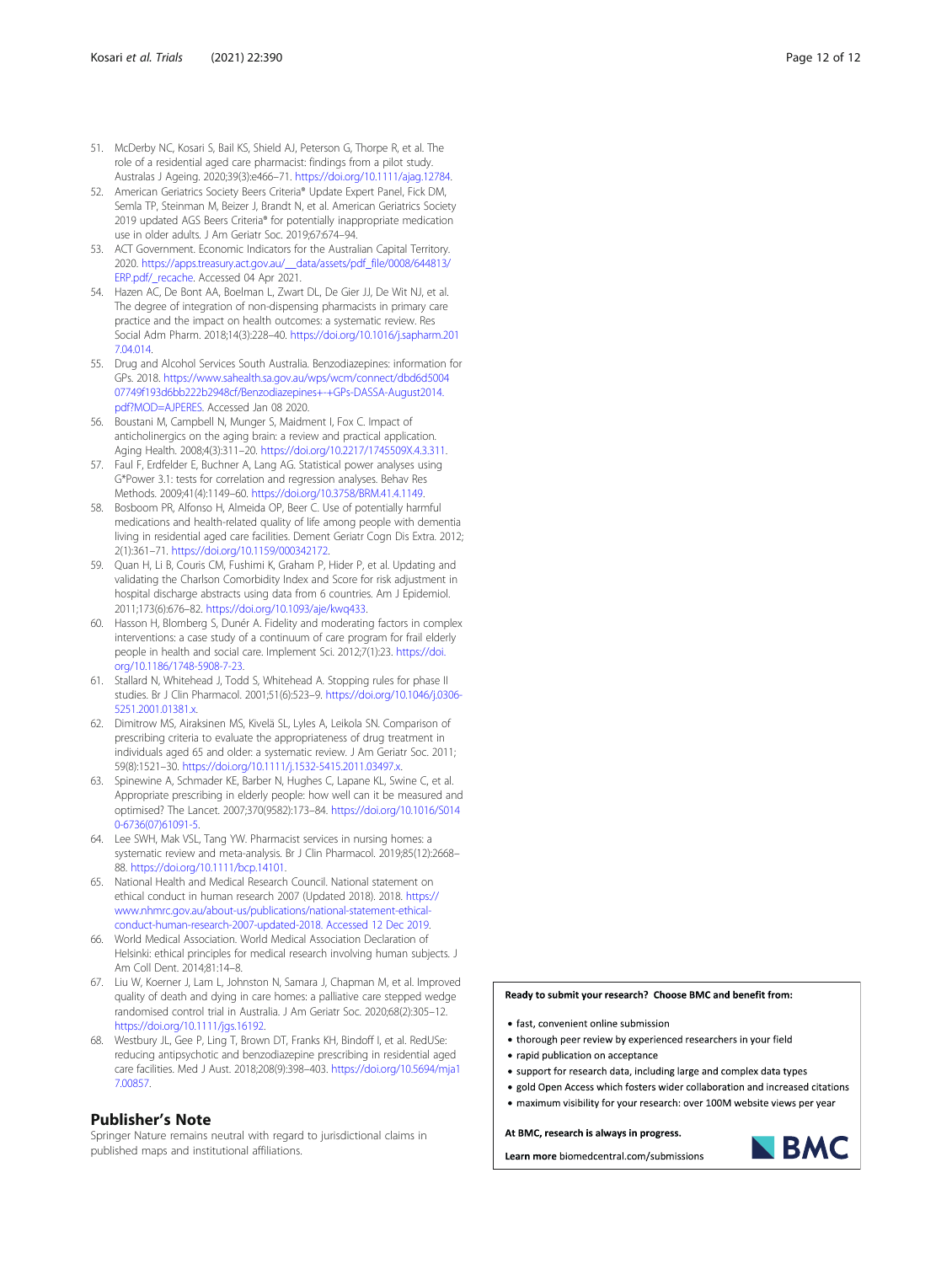51. McDerby NC, Kosari S, Bail KS, Shield AJ, Peterson G, Thorpe R, et al. The role of a residential aged care pharmacist: findings from a pilot study. Australas J Ageing. 2020;39(3):e466–71. https://doi.org/10.1111/ajag.12784.
52. American Geriatrics Society Beers Criteria® Update Expert Panel, Fick DM, Semla TP, Steinman M, Beizer J, Brandt N, et al. American Geriatrics Society 2019 updated AGS Beers Criteria® for potentially inappropriate medication use in older adults. J Am Geriatr Soc. 2019;67:674–94.
53. ACT Government. Economic Indicators for the Australian Capital Territory. 2020. https://apps.treasury.act.gov.au/__data/assets/pdf_file/0008/644813/ERP.pdf/_recache. Accessed 04 Apr 2021.
54. Hazen AC, De Bont AA, Boelman L, Zwart DL, De Gier JJ, De Wit NJ, et al. The degree of integration of non-dispensing pharmacists in primary care practice and the impact on health outcomes: a systematic review. Res Social Adm Pharm. 2018;14(3):228–40. https://doi.org/10.1016/j.sapharm.2017.04.014.
55. Drug and Alcohol Services South Australia. Benzodiazepines: information for GPs. 2018. https://www.sahealth.sa.gov.au/wps/wcm/connect/dbd6d500407749f193d6bb222b2948cf/Benzodiazepines+-+GPs-DASSA-August2014.pdf?MOD=AJPERES. Accessed Jan 08 2020.
56. Boustani M, Campbell N, Munger S, Maidment I, Fox C. Impact of anticholinergics on the aging brain: a review and practical application. Aging Health. 2008;4(3):311–20. https://doi.org/10.2217/1745509X.4.3.311.
57. Faul F, Erdfelder E, Buchner A, Lang AG. Statistical power analyses using G*Power 3.1: tests for correlation and regression analyses. Behav Res Methods. 2009;41(4):1149–60. https://doi.org/10.3758/BRM.41.4.1149.
58. Bosboom PR, Alfonso H, Almeida OP, Beer C. Use of potentially harmful medications and health-related quality of life among people with dementia living in residential aged care facilities. Dement Geriatr Cogn Dis Extra. 2012;2(1):361–71. https://doi.org/10.1159/000342172.
59. Quan H, Li B, Couris CM, Fushimi K, Graham P, Hider P, et al. Updating and validating the Charlson Comorbidity Index and Score for risk adjustment in hospital discharge abstracts using data from 6 countries. Am J Epidemiol. 2011;173(6):676–82. https://doi.org/10.1093/aje/kwq433.
60. Hasson H, Blomberg S, Dunér A. Fidelity and moderating factors in complex interventions: a case study of a continuum of care program for frail elderly people in health and social care. Implement Sci. 2012;7(1):23. https://doi.org/10.1186/1748-5908-7-23.
61. Stallard N, Whitehead J, Todd S, Whitehead A. Stopping rules for phase II studies. Br J Clin Pharmacol. 2001;51(6):523–9. https://doi.org/10.1046/j.0306-5251.2001.01381.x.
62. Dimitrow MS, Airaksinen MS, Kivelä SL, Lyles A, Leikola SN. Comparison of prescribing criteria to evaluate the appropriateness of drug treatment in individuals aged 65 and older: a systematic review. J Am Geriatr Soc. 2011;59(8):1521–30. https://doi.org/10.1111/j.1532-5415.2011.03497.x.
63. Spinewine A, Schmader KE, Barber N, Hughes C, Lapane KL, Swine C, et al. Appropriate prescribing in elderly people: how well can it be measured and optimised? The Lancet. 2007;370(9582):173–84. https://doi.org/10.1016/S0140-6736(07)61091-5.
64. Lee SWH, Mak VSL, Tang YW. Pharmacist services in nursing homes: a systematic review and meta-analysis. Br J Clin Pharmacol. 2019;85(12):2668–88. https://doi.org/10.1111/bcp.14101.
65. National Health and Medical Research Council. National statement on ethical conduct in human research 2007 (Updated 2018). 2018. https://www.nhmrc.gov.au/about-us/publications/national-statement-ethical-conduct-human-research-2007-updated-2018. Accessed 12 Dec 2019.
66. World Medical Association. World Medical Association Declaration of Helsinki: ethical principles for medical research involving human subjects. J Am Coll Dent. 2014;81:14–8.
67. Liu W, Koerner J, Lam L, Johnston N, Samara J, Chapman M, et al. Improved quality of death and dying in care homes: a palliative care stepped wedge randomised control trial in Australia. J Am Geriatr Soc. 2020;68(2):305–12. https://doi.org/10.1111/jgs.16192.
68. Westbury JL, Gee P, Ling T, Brown DT, Franks KH, Bindoff I, et al. RedUSe: reducing antipsychotic and benzodiazepine prescribing in residential aged care facilities. Med J Aust. 2018;208(9):398–403. https://doi.org/10.5694/mja17.00857.

## Publisher's Note

Springer Nature remains neutral with regard to jurisdictional claims in published maps and institutional affiliations.

**Ready to submit your research? Choose BMC and benefit from:**

- fast, convenient online submission
- thorough peer review by experienced researchers in your field
- rapid publication on acceptance
- support for research data, including large and complex data types
- gold Open Access which fosters wider collaboration and increased citations
- maximum visibility for your research: over 100M website views per year

**At BMC, research is always in progress.**

**Learn more** biomedcentral.com/submissions

BMC